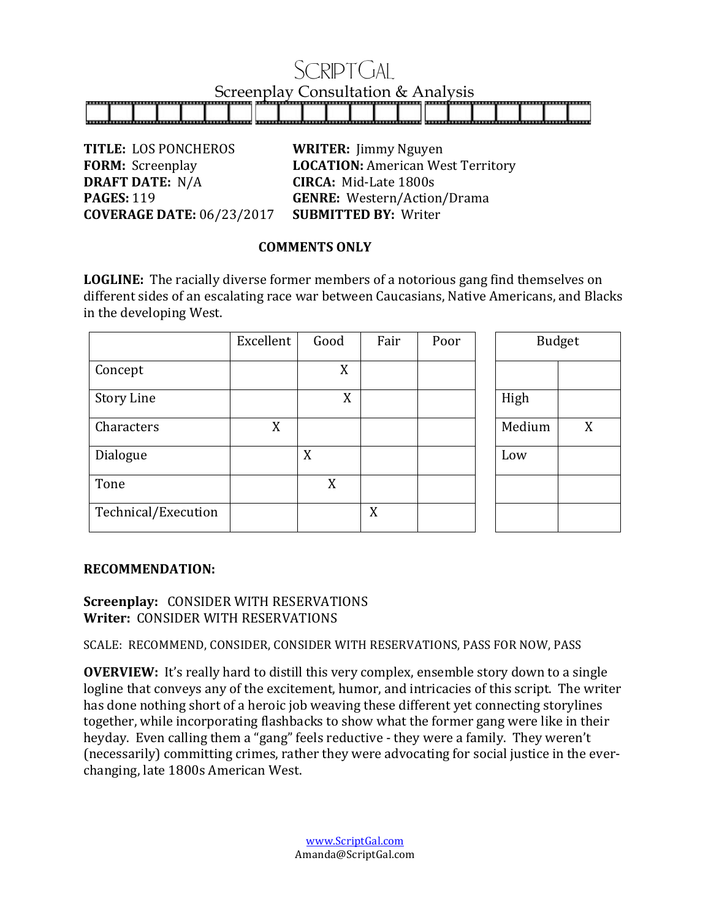# ScriptGal

Screenplay Consultation & Analysis

**TITLE:** LOS PONCHEROS
**FORM:** Screenplay
**DRAFT DATE:** N/A
**PAGES:** 119
**COVERAGE DATE:** 06/23/2017

**WRITER:** Jimmy Nguyen
**LOCATION:** American West Territory
**CIRCA:** Mid-Late 1800s
**GENRE:** Western/Action/Drama
**SUBMITTED BY:** Writer

**COMMENTS ONLY**

**LOGLINE:** The racially diverse former members of a notorious gang find themselves on different sides of an escalating race war between Caucasians, Native Americans, and Blacks in the developing West.

| | Excellent | Good | Fair | Poor |
|---|---|---|---|---|
| Concept | | X | | |
| Story Line | | X | | |
| Characters | X | | | |
| Dialogue | | X | | |
| Tone | | X | | |
| Technical/Execution | | | X | |

| Budget | |
|---|---|
| | |
| High | |
| Medium | X |
| Low | |
| | |
| | |

**RECOMMENDATION:**

**Screenplay:** CONSIDER WITH RESERVATIONS
**Writer:** CONSIDER WITH RESERVATIONS

SCALE: RECOMMEND, CONSIDER, CONSIDER WITH RESERVATIONS, PASS FOR NOW, PASS

**OVERVIEW:** It's really hard to distill this very complex, ensemble story down to a single logline that conveys any of the excitement, humor, and intricacies of this script. The writer has done nothing short of a heroic job weaving these different yet connecting storylines together, while incorporating flashbacks to show what the former gang were like in their heyday. Even calling them a "gang" feels reductive - they were a family. They weren't (necessarily) committing crimes, rather they were advocating for social justice in the ever-changing, late 1800s American West.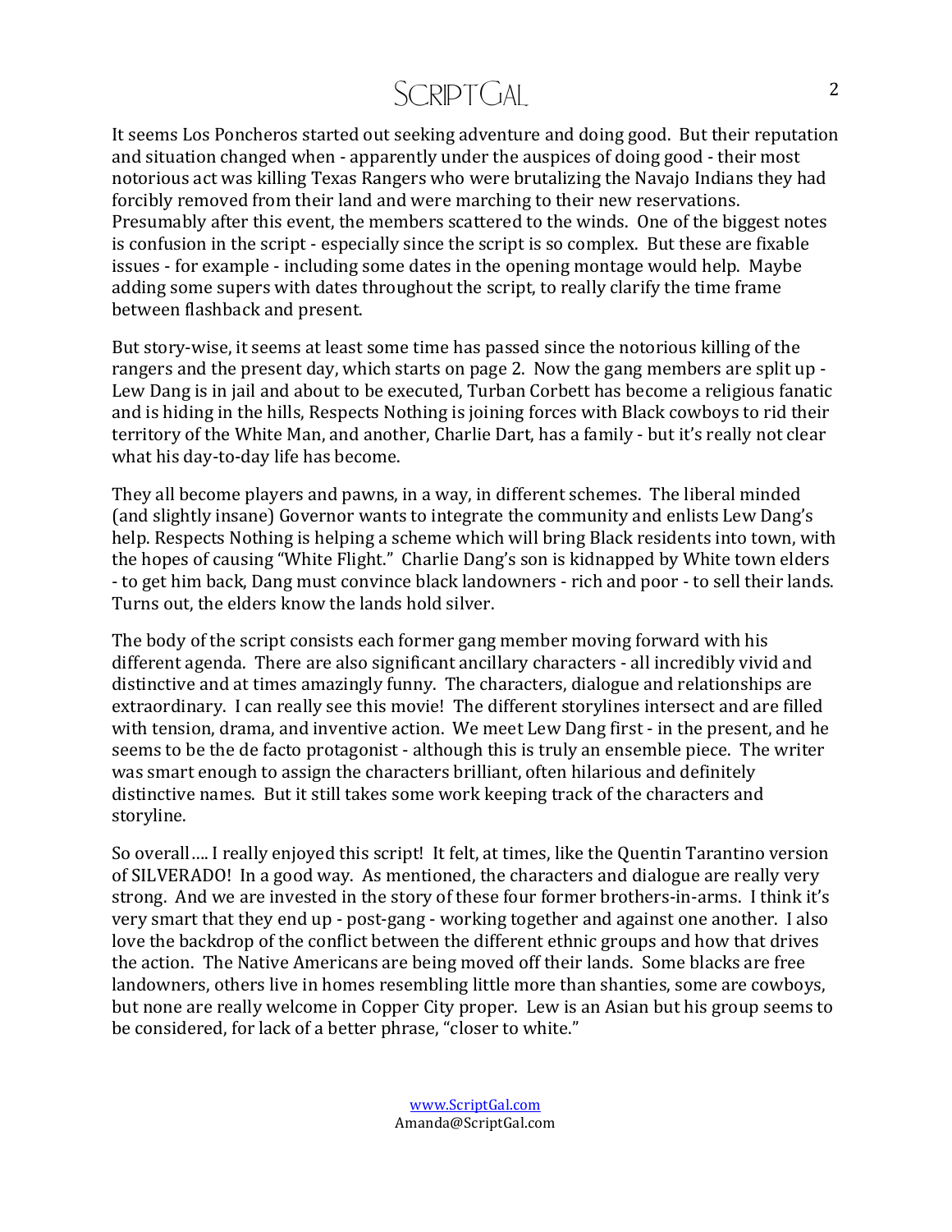It seems Los Poncheros started out seeking adventure and doing good. But their reputation and situation changed when - apparently under the auspices of doing good - their most notorious act was killing Texas Rangers who were brutalizing the Navajo Indians they had forcibly removed from their land and were marching to their new reservations. Presumably after this event, the members scattered to the winds. One of the biggest notes is confusion in the script - especially since the script is so complex. But these are fixable issues - for example - including some dates in the opening montage would help. Maybe adding some supers with dates throughout the script, to really clarify the time frame between flashback and present.

But story-wise, it seems at least some time has passed since the notorious killing of the rangers and the present day, which starts on page 2. Now the gang members are split up - Lew Dang is in jail and about to be executed, Turban Corbett has become a religious fanatic and is hiding in the hills, Respects Nothing is joining forces with Black cowboys to rid their territory of the White Man, and another, Charlie Dart, has a family - but it's really not clear what his day-to-day life has become.

They all become players and pawns, in a way, in different schemes. The liberal minded (and slightly insane) Governor wants to integrate the community and enlists Lew Dang's help. Respects Nothing is helping a scheme which will bring Black residents into town, with the hopes of causing "White Flight." Charlie Dang's son is kidnapped by White town elders - to get him back, Dang must convince black landowners - rich and poor - to sell their lands. Turns out, the elders know the lands hold silver.

The body of the script consists each former gang member moving forward with his different agenda. There are also significant ancillary characters - all incredibly vivid and distinctive and at times amazingly funny. The characters, dialogue and relationships are extraordinary. I can really see this movie! The different storylines intersect and are filled with tension, drama, and inventive action. We meet Lew Dang first - in the present, and he seems to be the de facto protagonist - although this is truly an ensemble piece. The writer was smart enough to assign the characters brilliant, often hilarious and definitely distinctive names. But it still takes some work keeping track of the characters and storyline.

So overall…. I really enjoyed this script! It felt, at times, like the Quentin Tarantino version of SILVERADO! In a good way. As mentioned, the characters and dialogue are really very strong. And we are invested in the story of these four former brothers-in-arms. I think it's very smart that they end up - post-gang - working together and against one another. I also love the backdrop of the conflict between the different ethnic groups and how that drives the action. The Native Americans are being moved off their lands. Some blacks are free landowners, others live in homes resembling little more than shanties, some are cowboys, but none are really welcome in Copper City proper. Lew is an Asian but his group seems to be considered, for lack of a better phrase, "closer to white."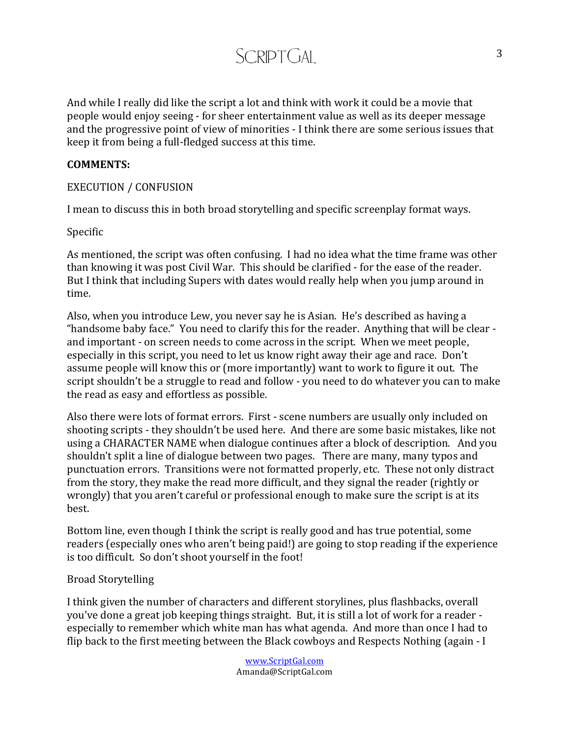And while I really did like the script a lot and think with work it could be a movie that people would enjoy seeing - for sheer entertainment value as well as its deeper message and the progressive point of view of minorities - I think there are some serious issues that keep it from being a full-fledged success at this time.

**COMMENTS:**

EXECUTION / CONFUSION

I mean to discuss this in both broad storytelling and specific screenplay format ways.

Specific

As mentioned, the script was often confusing. I had no idea what the time frame was other than knowing it was post Civil War. This should be clarified - for the ease of the reader. But I think that including Supers with dates would really help when you jump around in time.

Also, when you introduce Lew, you never say he is Asian. He's described as having a "handsome baby face." You need to clarify this for the reader. Anything that will be clear - and important - on screen needs to come across in the script. When we meet people, especially in this script, you need to let us know right away their age and race. Don't assume people will know this or (more importantly) want to work to figure it out. The script shouldn't be a struggle to read and follow - you need to do whatever you can to make the read as easy and effortless as possible.

Also there were lots of format errors. First - scene numbers are usually only included on shooting scripts - they shouldn't be used here. And there are some basic mistakes, like not using a CHARACTER NAME when dialogue continues after a block of description. And you shouldn't split a line of dialogue between two pages. There are many, many typos and punctuation errors. Transitions were not formatted properly, etc. These not only distract from the story, they make the read more difficult, and they signal the reader (rightly or wrongly) that you aren't careful or professional enough to make sure the script is at its best.

Bottom line, even though I think the script is really good and has true potential, some readers (especially ones who aren't being paid!) are going to stop reading if the experience is too difficult. So don't shoot yourself in the foot!

Broad Storytelling

I think given the number of characters and different storylines, plus flashbacks, overall you've done a great job keeping things straight. But, it is still a lot of work for a reader - especially to remember which white man has what agenda. And more than once I had to flip back to the first meeting between the Black cowboys and Respects Nothing (again - I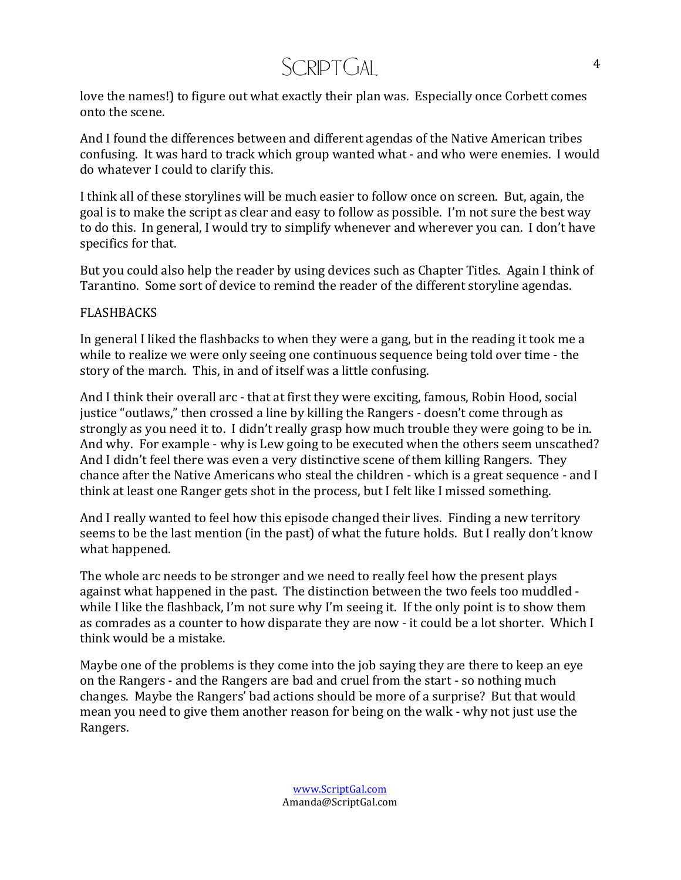love the names!) to figure out what exactly their plan was. Especially once Corbett comes onto the scene.

And I found the differences between and different agendas of the Native American tribes confusing. It was hard to track which group wanted what - and who were enemies. I would do whatever I could to clarify this.

I think all of these storylines will be much easier to follow once on screen. But, again, the goal is to make the script as clear and easy to follow as possible. I'm not sure the best way to do this. In general, I would try to simplify whenever and wherever you can. I don't have specifics for that.

But you could also help the reader by using devices such as Chapter Titles. Again I think of Tarantino. Some sort of device to remind the reader of the different storyline agendas.

FLASHBACKS

In general I liked the flashbacks to when they were a gang, but in the reading it took me a while to realize we were only seeing one continuous sequence being told over time - the story of the march. This, in and of itself was a little confusing.

And I think their overall arc - that at first they were exciting, famous, Robin Hood, social justice "outlaws," then crossed a line by killing the Rangers - doesn't come through as strongly as you need it to. I didn't really grasp how much trouble they were going to be in. And why. For example - why is Lew going to be executed when the others seem unscathed? And I didn't feel there was even a very distinctive scene of them killing Rangers. They chance after the Native Americans who steal the children - which is a great sequence - and I think at least one Ranger gets shot in the process, but I felt like I missed something.

And I really wanted to feel how this episode changed their lives. Finding a new territory seems to be the last mention (in the past) of what the future holds. But I really don't know what happened.

The whole arc needs to be stronger and we need to really feel how the present plays against what happened in the past. The distinction between the two feels too muddled - while I like the flashback, I'm not sure why I'm seeing it. If the only point is to show them as comrades as a counter to how disparate they are now - it could be a lot shorter. Which I think would be a mistake.

Maybe one of the problems is they come into the job saying they are there to keep an eye on the Rangers - and the Rangers are bad and cruel from the start - so nothing much changes. Maybe the Rangers' bad actions should be more of a surprise? But that would mean you need to give them another reason for being on the walk - why not just use the Rangers.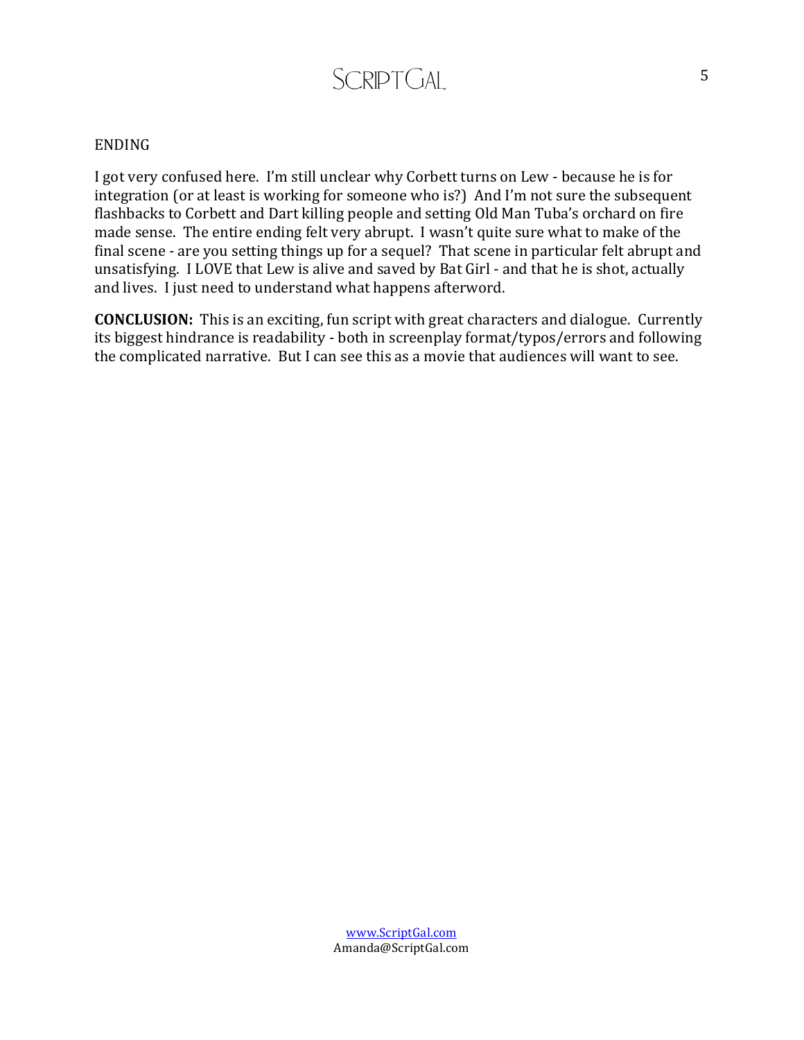ENDING

I got very confused here. I'm still unclear why Corbett turns on Lew - because he is for integration (or at least is working for someone who is?) And I'm not sure the subsequent flashbacks to Corbett and Dart killing people and setting Old Man Tuba's orchard on fire made sense. The entire ending felt very abrupt. I wasn't quite sure what to make of the final scene - are you setting things up for a sequel? That scene in particular felt abrupt and unsatisfying. I LOVE that Lew is alive and saved by Bat Girl - and that he is shot, actually and lives. I just need to understand what happens afterword.

**CONCLUSION:** This is an exciting, fun script with great characters and dialogue. Currently its biggest hindrance is readability - both in screenplay format/typos/errors and following the complicated narrative. But I can see this as a movie that audiences will want to see.